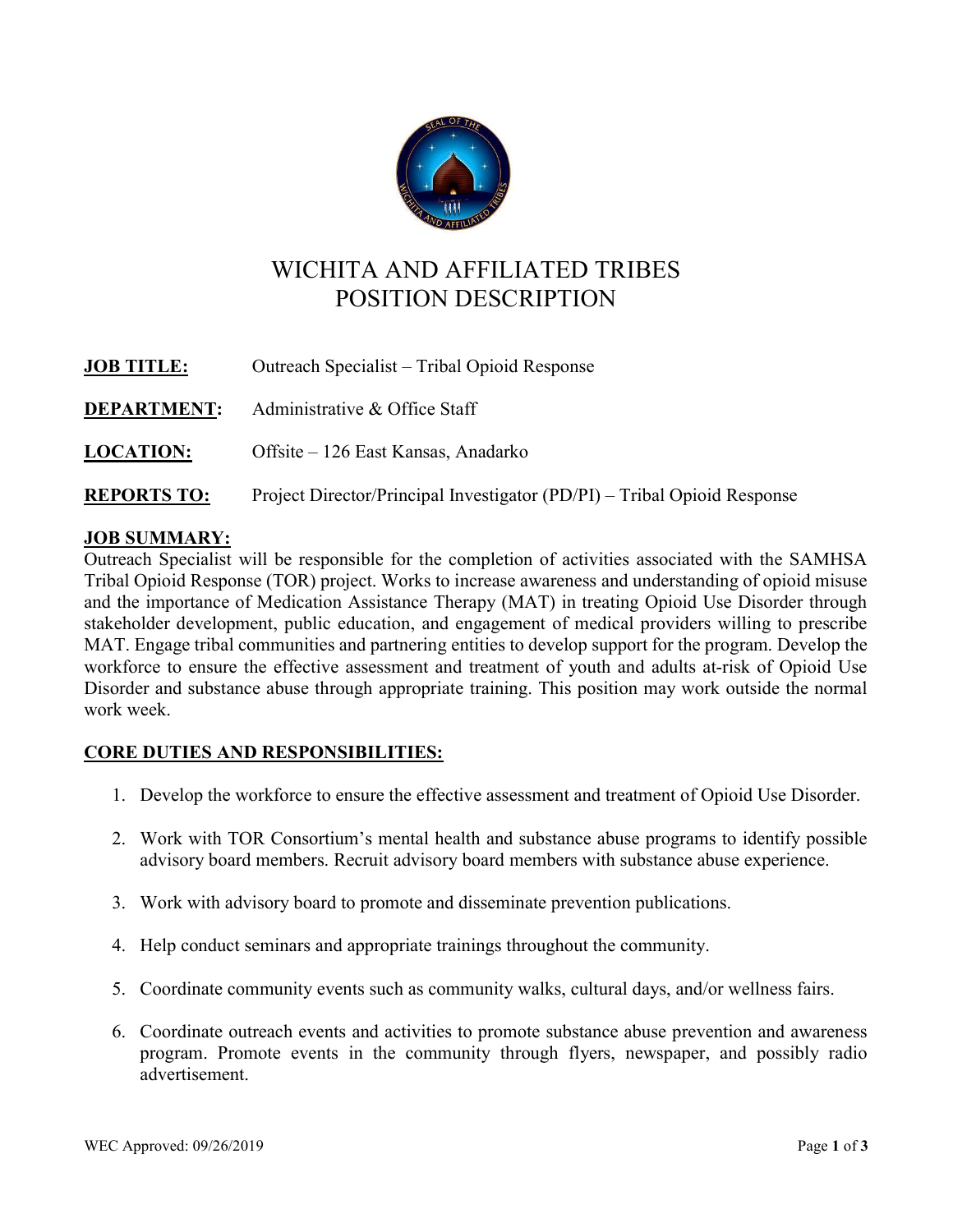# WICHITA AND AFFILIATED TRIBES
# POSITION DESCRIPTION

**JOB TITLE:** Outreach Specialist – Tribal Opioid Response

**DEPARTMENT:** Administrative & Office Staff

**LOCATION:** Offsite – 126 East Kansas, Anadarko

**REPORTS TO:** Project Director/Principal Investigator (PD/PI) – Tribal Opioid Response

## JOB SUMMARY:

Outreach Specialist will be responsible for the completion of activities associated with the SAMHSA Tribal Opioid Response (TOR) project. Works to increase awareness and understanding of opioid misuse and the importance of Medication Assistance Therapy (MAT) in treating Opioid Use Disorder through stakeholder development, public education, and engagement of medical providers willing to prescribe MAT. Engage tribal communities and partnering entities to develop support for the program. Develop the workforce to ensure the effective assessment and treatment of youth and adults at-risk of Opioid Use Disorder and substance abuse through appropriate training. This position may work outside the normal work week.

## CORE DUTIES AND RESPONSIBILITIES:

1. Develop the workforce to ensure the effective assessment and treatment of Opioid Use Disorder.
2. Work with TOR Consortium's mental health and substance abuse programs to identify possible advisory board members. Recruit advisory board members with substance abuse experience.
3. Work with advisory board to promote and disseminate prevention publications.
4. Help conduct seminars and appropriate trainings throughout the community.
5. Coordinate community events such as community walks, cultural days, and/or wellness fairs.
6. Coordinate outreach events and activities to promote substance abuse prevention and awareness program. Promote events in the community through flyers, newspaper, and possibly radio advertisement.

WEC Approved: 09/26/2019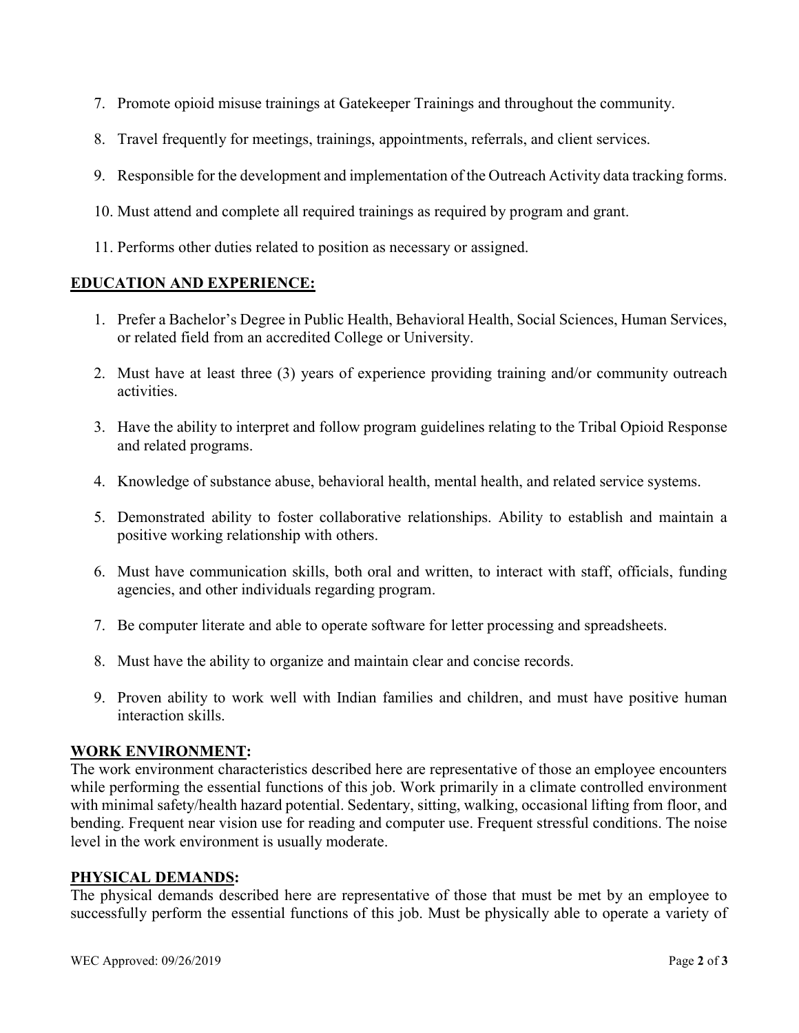7. Promote opioid misuse trainings at Gatekeeper Trainings and throughout the community.

8. Travel frequently for meetings, trainings, appointments, referrals, and client services.

9. Responsible for the development and implementation of the Outreach Activity data tracking forms.

10. Must attend and complete all required trainings as required by program and grant.

11. Performs other duties related to position as necessary or assigned.

## EDUCATION AND EXPERIENCE:

1. Prefer a Bachelor's Degree in Public Health, Behavioral Health, Social Sciences, Human Services, or related field from an accredited College or University.

2. Must have at least three (3) years of experience providing training and/or community outreach activities.

3. Have the ability to interpret and follow program guidelines relating to the Tribal Opioid Response and related programs.

4. Knowledge of substance abuse, behavioral health, mental health, and related service systems.

5. Demonstrated ability to foster collaborative relationships. Ability to establish and maintain a positive working relationship with others.

6. Must have communication skills, both oral and written, to interact with staff, officials, funding agencies, and other individuals regarding program.

7. Be computer literate and able to operate software for letter processing and spreadsheets.

8. Must have the ability to organize and maintain clear and concise records.

9. Proven ability to work well with Indian families and children, and must have positive human interaction skills.

## WORK ENVIRONMENT:

The work environment characteristics described here are representative of those an employee encounters while performing the essential functions of this job. Work primarily in a climate controlled environment with minimal safety/health hazard potential. Sedentary, sitting, walking, occasional lifting from floor, and bending. Frequent near vision use for reading and computer use. Frequent stressful conditions. The noise level in the work environment is usually moderate.

## PHYSICAL DEMANDS:

The physical demands described here are representative of those that must be met by an employee to successfully perform the essential functions of this job. Must be physically able to operate a variety of

WEC Approved: 09/26/2019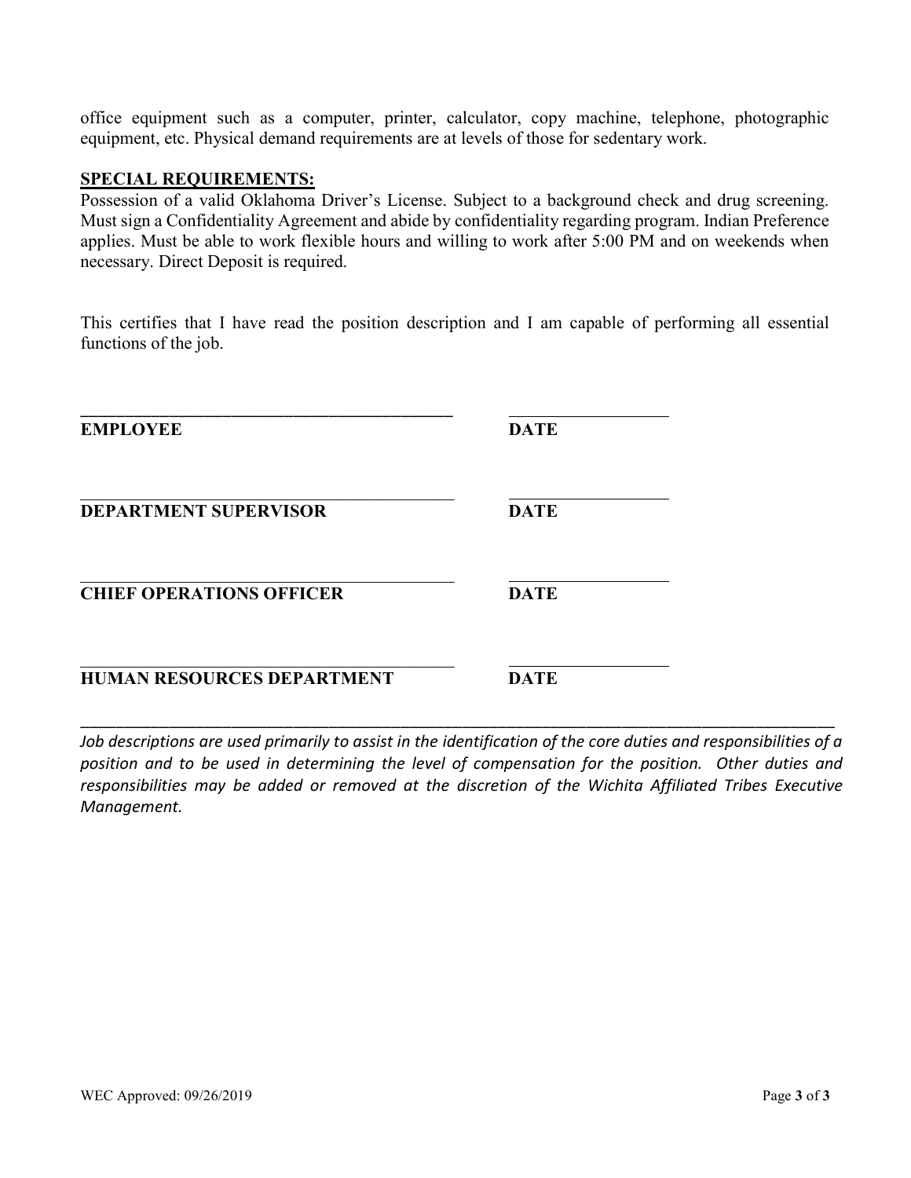office equipment such as a computer, printer, calculator, copy machine, telephone, photographic equipment, etc. Physical demand requirements are at levels of those for sedentary work.

**SPECIAL REQUIREMENTS:**

Possession of a valid Oklahoma Driver's License. Subject to a background check and drug screening. Must sign a Confidentiality Agreement and abide by confidentiality regarding program. Indian Preference applies. Must be able to work flexible hours and willing to work after 5:00 PM and on weekends when necessary. Direct Deposit is required.

This certifies that I have read the position description and I am capable of performing all essential functions of the job.

\_\_\_\_\_\_\_\_\_\_\_\_\_\_\_\_\_\_\_\_\_\_\_\_\_\_\_\_\_\_\_\_\_\_\_\_\_\_\_\_\_\_ \_\_\_\_\_\_\_\_\_\_\_\_\_\_\_\_\_\_

**EMPLOYEE** **DATE**

\_\_\_\_\_\_\_\_\_\_\_\_\_\_\_\_\_\_\_\_\_\_\_\_\_\_\_\_\_\_\_\_\_\_\_\_\_\_\_\_\_\_ \_\_\_\_\_\_\_\_\_\_\_\_\_\_\_\_\_\_

**DEPARTMENT SUPERVISOR** **DATE**

\_\_\_\_\_\_\_\_\_\_\_\_\_\_\_\_\_\_\_\_\_\_\_\_\_\_\_\_\_\_\_\_\_\_\_\_\_\_\_\_\_\_ \_\_\_\_\_\_\_\_\_\_\_\_\_\_\_\_\_\_

**CHIEF OPERATIONS OFFICER** **DATE**

\_\_\_\_\_\_\_\_\_\_\_\_\_\_\_\_\_\_\_\_\_\_\_\_\_\_\_\_\_\_\_\_\_\_\_\_\_\_\_\_\_\_ \_\_\_\_\_\_\_\_\_\_\_\_\_\_\_\_\_\_

**HUMAN RESOURCES DEPARTMENT** **DATE**

---

*Job descriptions are used primarily to assist in the identification of the core duties and responsibilities of a position and to be used in determining the level of compensation for the position. Other duties and responsibilities may be added or removed at the discretion of the Wichita Affiliated Tribes Executive Management.*

WEC Approved: 09/26/2019